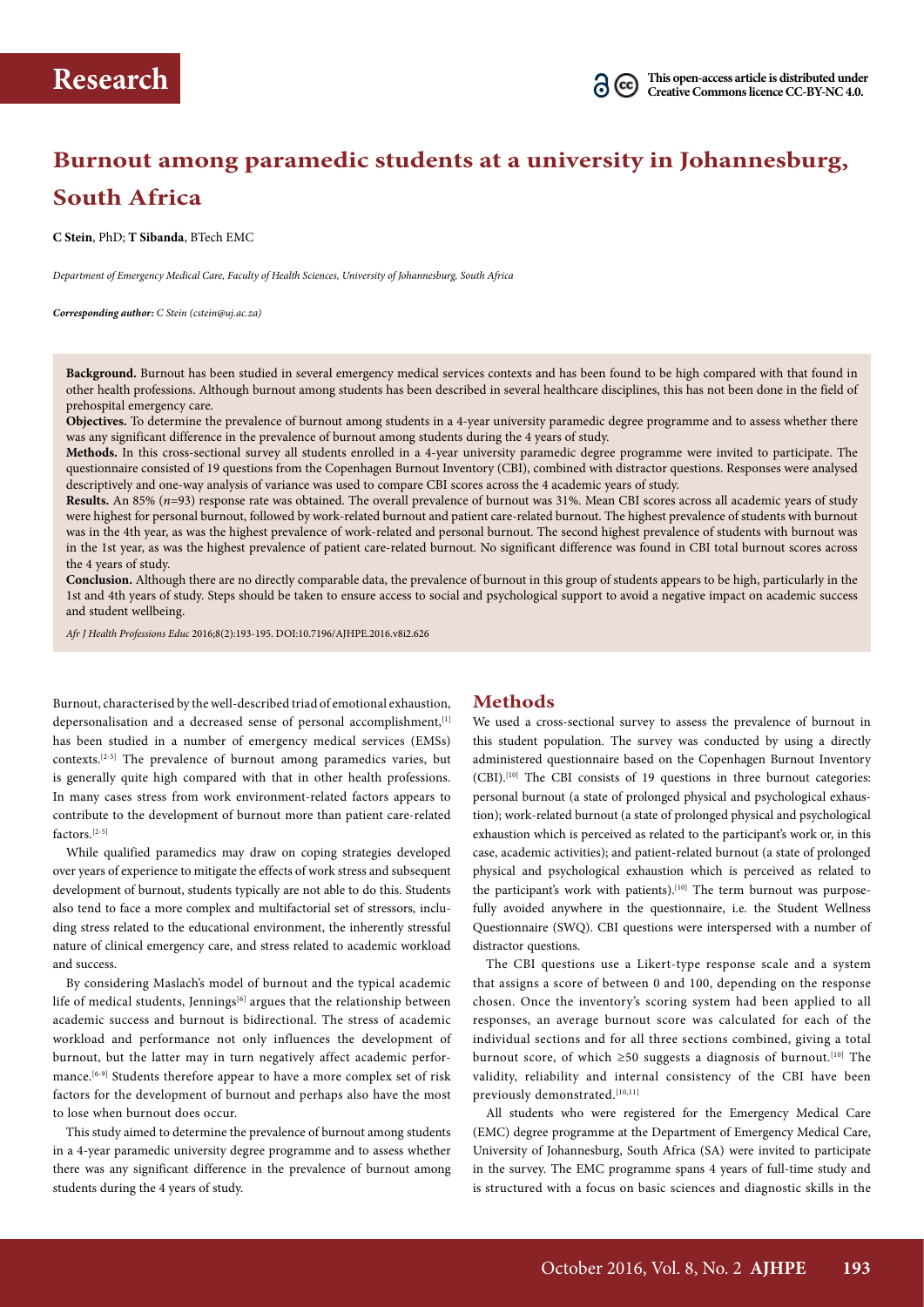# Burnout among paramedic students at a university in Johannesburg, South Africa

**C Stein**, PhD; **T Sibanda**, BTech EMC

*Department of Emergency Medical Care, Faculty of Health Sciences, University of Johannesburg, South Africa*

***Corresponding author:** C Stein (cstein@uj.ac.za)*

**Background.** Burnout has been studied in several emergency medical services contexts and has been found to be high compared with that found in other health professions. Although burnout among students has been described in several healthcare disciplines, this has not been done in the field of prehospital emergency care.

**Objectives.** To determine the prevalence of burnout among students in a 4-year university paramedic degree programme and to assess whether there was any significant difference in the prevalence of burnout among students during the 4 years of study.

**Methods.** In this cross-sectional survey all students enrolled in a 4-year university paramedic degree programme were invited to participate. The questionnaire consisted of 19 questions from the Copenhagen Burnout Inventory (CBI), combined with distractor questions. Responses were analysed descriptively and one-way analysis of variance was used to compare CBI scores across the 4 academic years of study.

**Results.** An 85% ($n$=93) response rate was obtained. The overall prevalence of burnout was 31%. Mean CBI scores across all academic years of study were highest for personal burnout, followed by work-related burnout and patient care-related burnout. The highest prevalence of students with burnout was in the 4th year, as was the highest prevalence of work-related and personal burnout. The second highest prevalence of students with burnout was in the 1st year, as was the highest prevalence of patient care-related burnout. No significant difference was found in CBI total burnout scores across the 4 years of study.

**Conclusion.** Although there are no directly comparable data, the prevalence of burnout in this group of students appears to be high, particularly in the 1st and 4th years of study. Steps should be taken to ensure access to social and psychological support to avoid a negative impact on academic success and student wellbeing.

*Afr J Health Professions Educ* 2016;8(2):193-195. DOI:10.7196/AJHPE.2016.v8i2.626

Burnout, characterised by the well-described triad of emotional exhaustion, depersonalisation and a decreased sense of personal accomplishment,[1] has been studied in a number of emergency medical services (EMSs) contexts.[2-5] The prevalence of burnout among paramedics varies, but is generally quite high compared with that in other health professions. In many cases stress from work environment-related factors appears to contribute to the development of burnout more than patient care-related factors.[2-5]

While qualified paramedics may draw on coping strategies developed over years of experience to mitigate the effects of work stress and subsequent development of burnout, students typically are not able to do this. Students also tend to face a more complex and multifactorial set of stressors, including stress related to the educational environment, the inherently stressful nature of clinical emergency care, and stress related to academic workload and success.

By considering Maslach's model of burnout and the typical academic life of medical students, Jennings[6] argues that the relationship between academic success and burnout is bidirectional. The stress of academic workload and performance not only influences the development of burnout, but the latter may in turn negatively affect academic performance.[6-9] Students therefore appear to have a more complex set of risk factors for the development of burnout and perhaps also have the most to lose when burnout does occur.

This study aimed to determine the prevalence of burnout among students in a 4-year paramedic university degree programme and to assess whether there was any significant difference in the prevalence of burnout among students during the 4 years of study.

## Methods

We used a cross-sectional survey to assess the prevalence of burnout in this student population. The survey was conducted by using a directly administered questionnaire based on the Copenhagen Burnout Inventory (CBI).[10] The CBI consists of 19 questions in three burnout categories: personal burnout (a state of prolonged physical and psychological exhaustion); work-related burnout (a state of prolonged physical and psychological exhaustion which is perceived as related to the participant's work or, in this case, academic activities); and patient-related burnout (a state of prolonged physical and psychological exhaustion which is perceived as related to the participant's work with patients).[10] The term burnout was purposefully avoided anywhere in the questionnaire, i.e. the Student Wellness Questionnaire (SWQ). CBI questions were interspersed with a number of distractor questions.

The CBI questions use a Likert-type response scale and a system that assigns a score of between 0 and 100, depending on the response chosen. Once the inventory's scoring system had been applied to all responses, an average burnout score was calculated for each of the individual sections and for all three sections combined, giving a total burnout score, of which ≥50 suggests a diagnosis of burnout.[10] The validity, reliability and internal consistency of the CBI have been previously demonstrated.[10,11]

All students who were registered for the Emergency Medical Care (EMC) degree programme at the Department of Emergency Medical Care, University of Johannesburg, South Africa (SA) were invited to participate in the survey. The EMC programme spans 4 years of full-time study and is structured with a focus on basic sciences and diagnostic skills in the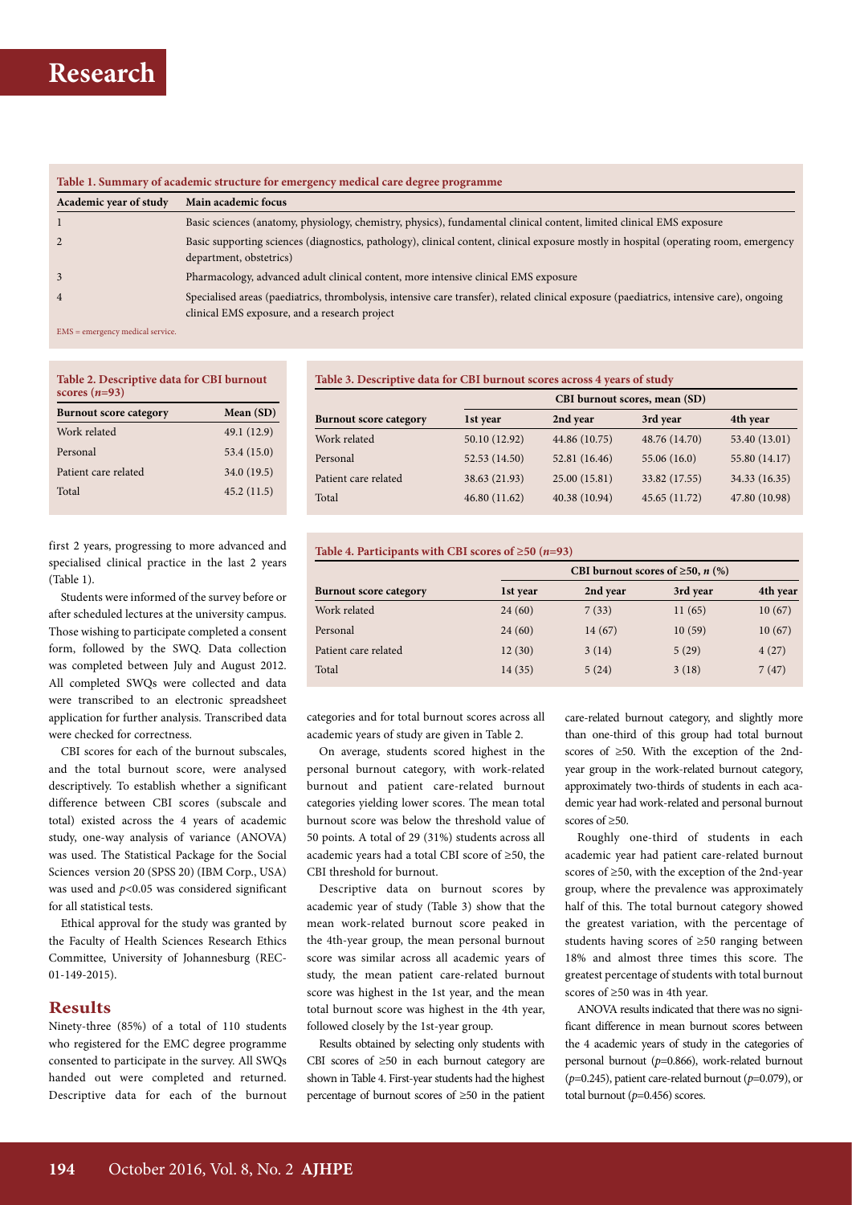Research

**Table 1. Summary of academic structure for emergency medical care degree programme**

| Academic year of study | Main academic focus |
|---|---|
| 1 | Basic sciences (anatomy, physiology, chemistry, physics), fundamental clinical content, limited clinical EMS exposure |
| 2 | Basic supporting sciences (diagnostics, pathology), clinical content, clinical exposure mostly in hospital (operating room, emergency department, obstetrics) |
| 3 | Pharmacology, advanced adult clinical content, more intensive clinical EMS exposure |
| 4 | Specialised areas (paediatrics, thrombolysis, intensive care transfer), related clinical exposure (paediatrics, intensive care), ongoing clinical EMS exposure, and a research project |

EMS = emergency medical service.

**Table 2. Descriptive data for CBI burnout scores (*n*=93)**

| Burnout score category | Mean (SD) |
|---|---|
| Work related | 49.1 (12.9) |
| Personal | 53.4 (15.0) |
| Patient care related | 34.0 (19.5) |
| Total | 45.2 (11.5) |

**Table 3. Descriptive data for CBI burnout scores across 4 years of study**

| | CBI burnout scores, mean (SD) | | | |
|---|---|---|---|---|
| Burnout score category | 1st year | 2nd year | 3rd year | 4th year |
| Work related | 50.10 (12.92) | 44.86 (10.75) | 48.76 (14.70) | 53.40 (13.01) |
| Personal | 52.53 (14.50) | 52.81 (16.46) | 55.06 (16.0) | 55.80 (14.17) |
| Patient care related | 38.63 (21.93) | 25.00 (15.81) | 33.82 (17.55) | 34.33 (16.35) |
| Total | 46.80 (11.62) | 40.38 (10.94) | 45.65 (11.72) | 47.80 (10.98) |

first 2 years, progressing to more advanced and specialised clinical practice in the last 2 years (Table 1).

Students were informed of the survey before or after scheduled lectures at the university campus. Those wishing to participate completed a consent form, followed by the SWQ. Data collection was completed between July and August 2012. All completed SWQs were collected and data were transcribed to an electronic spreadsheet application for further analysis. Transcribed data were checked for correctness.

CBI scores for each of the burnout subscales, and the total burnout score, were analysed descriptively. To establish whether a significant difference between CBI scores (subscale and total) existed across the 4 years of academic study, one-way analysis of variance (ANOVA) was used. The Statistical Package for the Social Sciences version 20 (SPSS 20) (IBM Corp., USA) was used and $p<0.05$ was considered significant for all statistical tests.

Ethical approval for the study was granted by the Faculty of Health Sciences Research Ethics Committee, University of Johannesburg (REC-01-149-2015).

## Results

Ninety-three (85%) of a total of 110 students who registered for the EMC degree programme consented to participate in the survey. All SWQs handed out were completed and returned. Descriptive data for each of the burnout categories and for total burnout scores across all academic years of study are given in Table 2.

On average, students scored highest in the personal burnout category, with work-related burnout and patient care-related burnout categories yielding lower scores. The mean total burnout score was below the threshold value of 50 points. A total of 29 (31%) students across all academic years had a total CBI score of ≥50, the CBI threshold for burnout.

Descriptive data on burnout scores by academic year of study (Table 3) show that the mean work-related burnout score peaked in the 4th-year group, the mean personal burnout score was similar across all academic years of study, the mean patient care-related burnout score was highest in the 1st year, and the mean total burnout score was highest in the 4th year, followed closely by the 1st-year group.

Results obtained by selecting only students with CBI scores of ≥50 in each burnout category are shown in Table 4. First-year students had the highest percentage of burnout scores of ≥50 in the patient care-related burnout category, and slightly more than one-third of this group had total burnout scores of ≥50. With the exception of the 2nd-year group in the work-related burnout category, approximately two-thirds of students in each academic year had work-related and personal burnout scores of ≥50.

**Table 4. Participants with CBI scores of ≥50 (*n*=93)**

| | CBI burnout scores of ≥50, *n* (%) | | | |
|---|---|---|---|---|
| Burnout score category | 1st year | 2nd year | 3rd year | 4th year |
| Work related | 24 (60) | 7 (33) | 11 (65) | 10 (67) |
| Personal | 24 (60) | 14 (67) | 10 (59) | 10 (67) |
| Patient care related | 12 (30) | 3 (14) | 5 (29) | 4 (27) |
| Total | 14 (35) | 5 (24) | 3 (18) | 7 (47) |

Roughly one-third of students in each academic year had patient care-related burnout scores of ≥50, with the exception of the 2nd-year group, where the prevalence was approximately half of this. The total burnout category showed the greatest variation, with the percentage of students having scores of ≥50 ranging between 18% and almost three times this score. The greatest percentage of students with total burnout scores of ≥50 was in 4th year.

ANOVA results indicated that there was no significant difference in mean burnout scores between the 4 academic years of study in the categories of personal burnout ($p$=0.866), work-related burnout ($p$=0.245), patient care-related burnout ($p$=0.079), or total burnout ($p$=0.456) scores.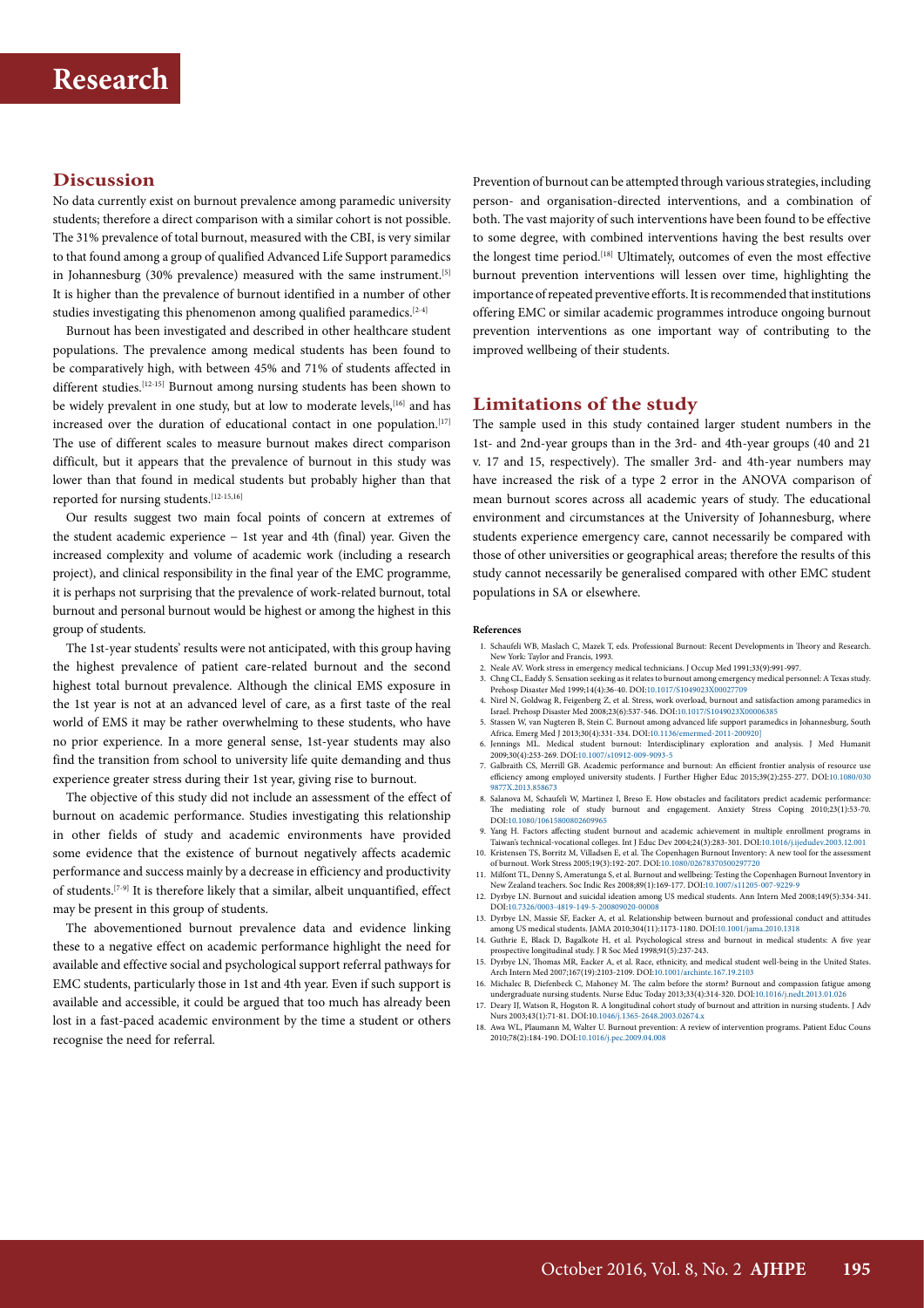## Discussion

No data currently exist on burnout prevalence among paramedic university students; therefore a direct comparison with a similar cohort is not possible. The 31% prevalence of total burnout, measured with the CBI, is very similar to that found among a group of qualified Advanced Life Support paramedics in Johannesburg (30% prevalence) measured with the same instrument.[5] It is higher than the prevalence of burnout identified in a number of other studies investigating this phenomenon among qualified paramedics.[2-4]

Burnout has been investigated and described in other healthcare student populations. The prevalence among medical students has been found to be comparatively high, with between 45% and 71% of students affected in different studies.[12-15] Burnout among nursing students has been shown to be widely prevalent in one study, but at low to moderate levels,[16] and has increased over the duration of educational contact in one population.[17] The use of different scales to measure burnout makes direct comparison difficult, but it appears that the prevalence of burnout in this study was lower than that found in medical students but probably higher than that reported for nursing students.[12-15,16]

Our results suggest two main focal points of concern at extremes of the student academic experience – 1st year and 4th (final) year. Given the increased complexity and volume of academic work (including a research project), and clinical responsibility in the final year of the EMC programme, it is perhaps not surprising that the prevalence of work-related burnout, total burnout and personal burnout would be highest or among the highest in this group of students.

The 1st-year students' results were not anticipated, with this group having the highest prevalence of patient care-related burnout and the second highest total burnout prevalence. Although the clinical EMS exposure in the 1st year is not at an advanced level of care, as a first taste of the real world of EMS it may be rather overwhelming to these students, who have no prior experience. In a more general sense, 1st-year students may also find the transition from school to university life quite demanding and thus experience greater stress during their 1st year, giving rise to burnout.

The objective of this study did not include an assessment of the effect of burnout on academic performance. Studies investigating this relationship in other fields of study and academic environments have provided some evidence that the existence of burnout negatively affects academic performance and success mainly by a decrease in efficiency and productivity of students.[7-9] It is therefore likely that a similar, albeit unquantified, effect may be present in this group of students.

The abovementioned burnout prevalence data and evidence linking these to a negative effect on academic performance highlight the need for available and effective social and psychological support referral pathways for EMC students, particularly those in 1st and 4th year. Even if such support is available and accessible, it could be argued that too much has already been lost in a fast-paced academic environment by the time a student or others recognise the need for referral.

Prevention of burnout can be attempted through various strategies, including person- and organisation-directed interventions, and a combination of both. The vast majority of such interventions have been found to be effective to some degree, with combined interventions having the best results over the longest time period.[18] Ultimately, outcomes of even the most effective burnout prevention interventions will lessen over time, highlighting the importance of repeated preventive efforts. It is recommended that institutions offering EMC or similar academic programmes introduce ongoing burnout prevention interventions as one important way of contributing to the improved wellbeing of their students.

## Limitations of the study

The sample used in this study contained larger student numbers in the 1st- and 2nd-year groups than in the 3rd- and 4th-year groups (40 and 21 v. 17 and 15, respectively). The smaller 3rd- and 4th-year numbers may have increased the risk of a type 2 error in the ANOVA comparison of mean burnout scores across all academic years of study. The educational environment and circumstances at the University of Johannesburg, where students experience emergency care, cannot necessarily be compared with those of other universities or geographical areas; therefore the results of this study cannot necessarily be generalised compared with other EMC student populations in SA or elsewhere.

#### References

1. Schaufeli WB, Maslach C, Mazek T, eds. Professional Burnout: Recent Developments in Theory and Research. New York: Taylor and Francis, 1993.
2. Neale AV. Work stress in emergency medical technicians. J Occup Med 1991;33(9):991-997.
3. Chng CL, Eaddy S. Sensation seeking as it relates to burnout among emergency medical personnel: A Texas study. Prehosp Disaster Med 1999;14(4):36-40. DOI:10.1017/S1049023X00027709
4. Nirel N, Goldwag R, Feigenberg Z, et al. Stress, work overload, burnout and satisfaction among paramedics in Israel. Prehosp Disaster Med 2008;23(6):537-546. DOI:10.1017/S1049023X00006385
5. Stassen W, van Nugteren B, Stein C. Burnout among advanced life support paramedics in Johannesburg, South Africa. Emerg Med J 2013;30(4):331-334. DOI:10.1136/emermed-2011-200920]
6. Jennings ML. Medical student burnout: Interdisciplinary exploration and analysis. J Med Humanit 2009;30(4):253-269. DOI:10.1007/s10912-009-9093-5
7. Galbraith CS, Merrill GB. Academic performance and burnout: An efficient frontier analysis of resource use efficiency among employed university students. J Further Higher Educ 2015;39(2):255-277. DOI:10.1080/0309877X.2013.858673
8. Salanova M, Schaufeli W, Martinez I, Breso E. How obstacles and facilitators predict academic performance: The mediating role of study burnout and engagement. Anxiety Stress Coping 2010;23(1):53-70. DOI:10.1080/10615800802609965
9. Yang H. Factors affecting student burnout and academic achievement in multiple enrollment programs in Taiwan's technical-vocational colleges. Int J Educ Dev 2004;24(3):283-301. DOI:10.1016/j.ijedudev.2003.12.001
10. Kristensen TS, Borritz M, Villadsen E, et al. The Copenhagen Burnout Inventory: A new tool for the assessment of burnout. Work Stress 2005;19(3):192-207. DOI:10.1080/02678370500297720
11. Milfont TL, Denny S, Ameratunga S, et al. Burnout and wellbeing: Testing the Copenhagen Burnout Inventory in New Zealand teachers. Soc Indic Res 2008;89(1):169-177. DOI:10.1007/s11205-007-9229-9
12. Dyrbye LN. Burnout and suicidal ideation among US medical students. Ann Intern Med 2008;149(5):334-341. DOI:10.7326/0003-4819-149-5-200809020-00008
13. Dyrbye LN, Massie SF, Eacker A, et al. Relationship between burnout and professional conduct and attitudes among US medical students. JAMA 2010;304(11):1173-1180. DOI:10.1001/jama.2010.1318
14. Guthrie E, Black D, Bagalkote H, et al. Psychological stress and burnout in medical students: A five year prospective longitudinal study. J R Soc Med 1998;91(5):237-243.
15. Dyrbye LN, Thomas MR, Eacker A, et al. Race, ethnicity, and medical student well-being in the United States. Arch Intern Med 2007;167(19):2103-2109. DOI:10.1001/archinte.167.19.2103
16. Michalec B, Diefenbeck C, Mahoney M. The calm before the storm? Burnout and compassion fatigue among undergraduate nursing students. Nurse Educ Today 2013;33(4):314-320. DOI:10.1016/j.nedt.2013.01.026
17. Deary IJ, Watson R, Hogston R. A longitudinal cohort study of burnout and attrition in nursing students. J Adv Nurs 2003;43(1):71-81. DOI:10.1046/j.1365-2648.2003.02674.x
18. Awa WL, Plaumann M, Walter U. Burnout prevention: A review of intervention programs. Patient Educ Couns 2010;78(2):184-190. DOI:10.1016/j.pec.2009.04.008